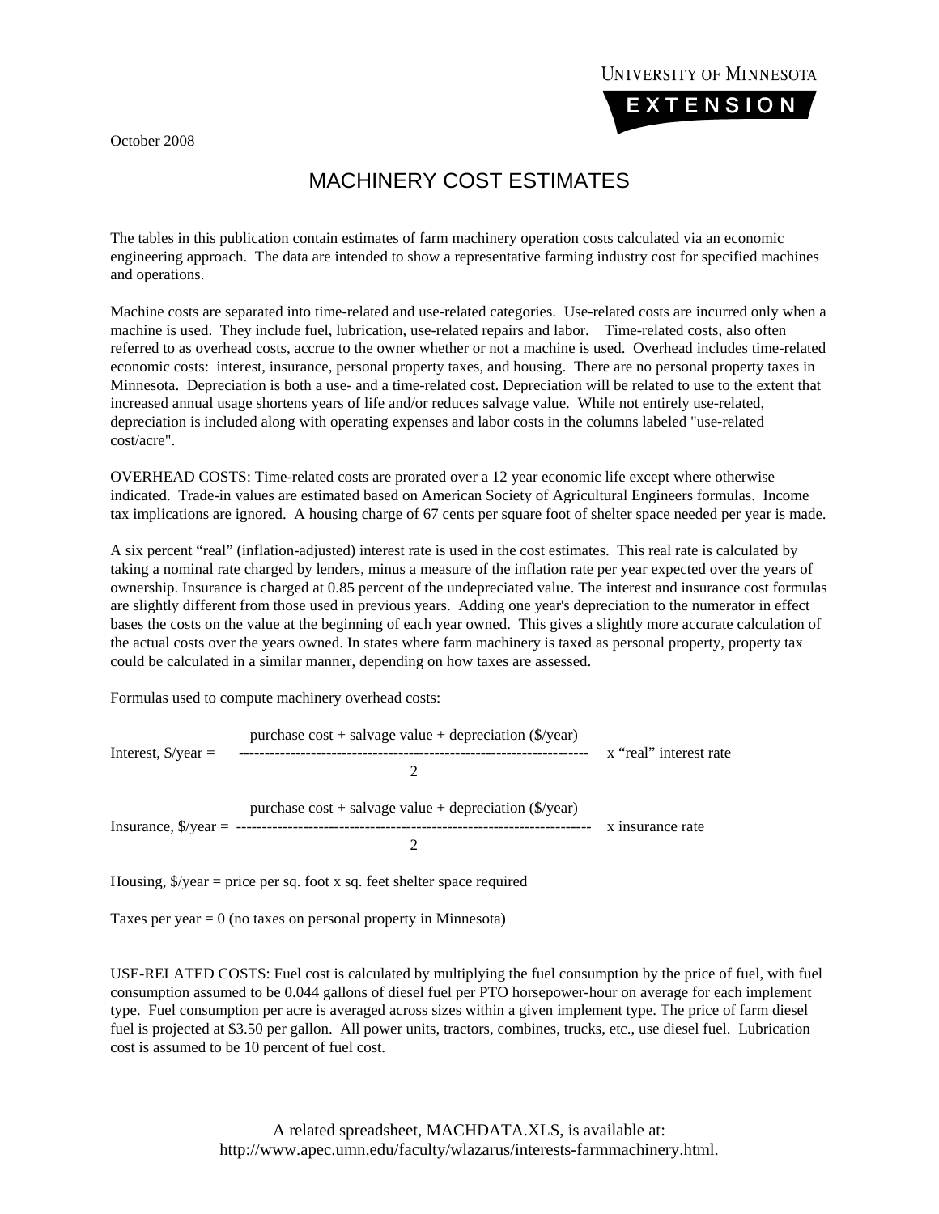UNIVERSITY OF MINNESOTA
EXTENSION

October 2008

# MACHINERY COST ESTIMATES

The tables in this publication contain estimates of farm machinery operation costs calculated via an economic engineering approach. The data are intended to show a representative farming industry cost for specified machines and operations.

Machine costs are separated into time-related and use-related categories. Use-related costs are incurred only when a machine is used. They include fuel, lubrication, use-related repairs and labor. Time-related costs, also often referred to as overhead costs, accrue to the owner whether or not a machine is used. Overhead includes time-related economic costs: interest, insurance, personal property taxes, and housing. There are no personal property taxes in Minnesota. Depreciation is both a use- and a time-related cost. Depreciation will be related to use to the extent that increased annual usage shortens years of life and/or reduces salvage value. While not entirely use-related, depreciation is included along with operating expenses and labor costs in the columns labeled "use-related cost/acre".

OVERHEAD COSTS: Time-related costs are prorated over a 12 year economic life except where otherwise indicated. Trade-in values are estimated based on American Society of Agricultural Engineers formulas. Income tax implications are ignored. A housing charge of 67 cents per square foot of shelter space needed per year is made.

A six percent "real" (inflation-adjusted) interest rate is used in the cost estimates. This real rate is calculated by taking a nominal rate charged by lenders, minus a measure of the inflation rate per year expected over the years of ownership. Insurance is charged at 0.85 percent of the undepreciated value. The interest and insurance cost formulas are slightly different from those used in previous years. Adding one year's depreciation to the numerator in effect bases the costs on the value at the beginning of each year owned. This gives a slightly more accurate calculation of the actual costs over the years owned. In states where farm machinery is taxed as personal property, property tax could be calculated in a similar manner, depending on how taxes are assessed.

Formulas used to compute machinery overhead costs:

$$\text{Interest, \$/year} = \frac{\text{purchase cost} + \text{salvage value} + \text{depreciation (\$/year)}}{2} \times \text{“real” interest rate}$$

$$\text{Insurance, \$/year} = \frac{\text{purchase cost} + \text{salvage value} + \text{depreciation (\$/year)}}{2} \times \text{insurance rate}$$

Housing, $/year = price per sq. foot x sq. feet shelter space required

Taxes per year = 0 (no taxes on personal property in Minnesota)

USE-RELATED COSTS: Fuel cost is calculated by multiplying the fuel consumption by the price of fuel, with fuel consumption assumed to be 0.044 gallons of diesel fuel per PTO horsepower-hour on average for each implement type. Fuel consumption per acre is averaged across sizes within a given implement type. The price of farm diesel fuel is projected at $3.50 per gallon. All power units, tractors, combines, trucks, etc., use diesel fuel. Lubrication cost is assumed to be 10 percent of fuel cost.

A related spreadsheet, MACHDATA.XLS, is available at: [http://www.apec.umn.edu/faculty/wlazarus/interests-farmmachinery.html](http://www.apec.umn.edu/faculty/wlazarus/interests-farmmachinery.html).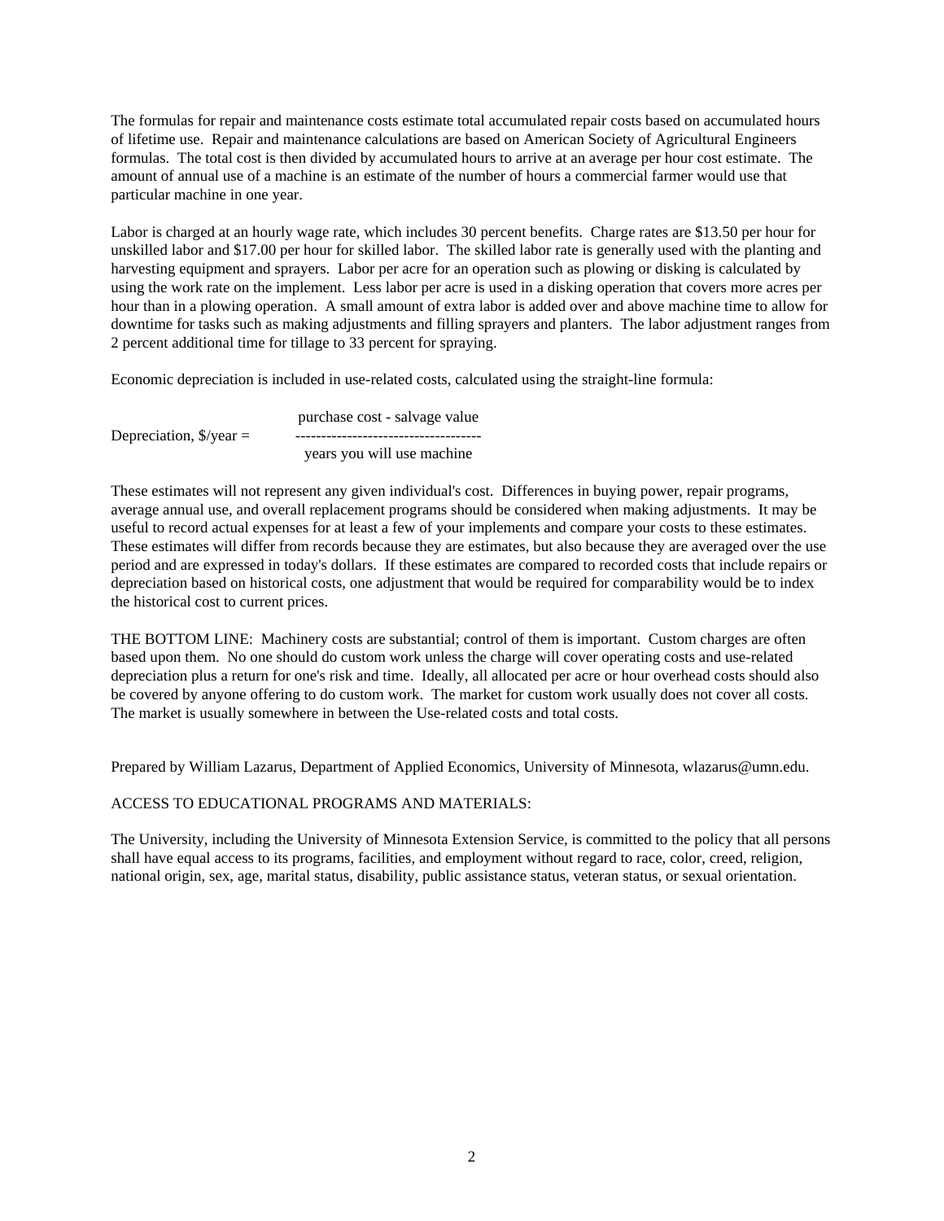The formulas for repair and maintenance costs estimate total accumulated repair costs based on accumulated hours of lifetime use. Repair and maintenance calculations are based on American Society of Agricultural Engineers formulas. The total cost is then divided by accumulated hours to arrive at an average per hour cost estimate. The amount of annual use of a machine is an estimate of the number of hours a commercial farmer would use that particular machine in one year.

Labor is charged at an hourly wage rate, which includes 30 percent benefits. Charge rates are $13.50 per hour for unskilled labor and $17.00 per hour for skilled labor. The skilled labor rate is generally used with the planting and harvesting equipment and sprayers. Labor per acre for an operation such as plowing or disking is calculated by using the work rate on the implement. Less labor per acre is used in a disking operation that covers more acres per hour than in a plowing operation. A small amount of extra labor is added over and above machine time to allow for downtime for tasks such as making adjustments and filling sprayers and planters. The labor adjustment ranges from 2 percent additional time for tillage to 33 percent for spraying.

Economic depreciation is included in use-related costs, calculated using the straight-line formula:

$$\text{Depreciation, \$/year} = \frac{\text{purchase cost - salvage value}}{\text{years you will use machine}}$$

These estimates will not represent any given individual's cost. Differences in buying power, repair programs, average annual use, and overall replacement programs should be considered when making adjustments. It may be useful to record actual expenses for at least a few of your implements and compare your costs to these estimates. These estimates will differ from records because they are estimates, but also because they are averaged over the use period and are expressed in today's dollars. If these estimates are compared to recorded costs that include repairs or depreciation based on historical costs, one adjustment that would be required for comparability would be to index the historical cost to current prices.

THE BOTTOM LINE: Machinery costs are substantial; control of them is important. Custom charges are often based upon them. No one should do custom work unless the charge will cover operating costs and use-related depreciation plus a return for one's risk and time. Ideally, all allocated per acre or hour overhead costs should also be covered by anyone offering to do custom work. The market for custom work usually does not cover all costs. The market is usually somewhere in between the Use-related costs and total costs.

Prepared by William Lazarus, Department of Applied Economics, University of Minnesota, wlazarus@umn.edu.

ACCESS TO EDUCATIONAL PROGRAMS AND MATERIALS:

The University, including the University of Minnesota Extension Service, is committed to the policy that all persons shall have equal access to its programs, facilities, and employment without regard to race, color, creed, religion, national origin, sex, age, marital status, disability, public assistance status, veteran status, or sexual orientation.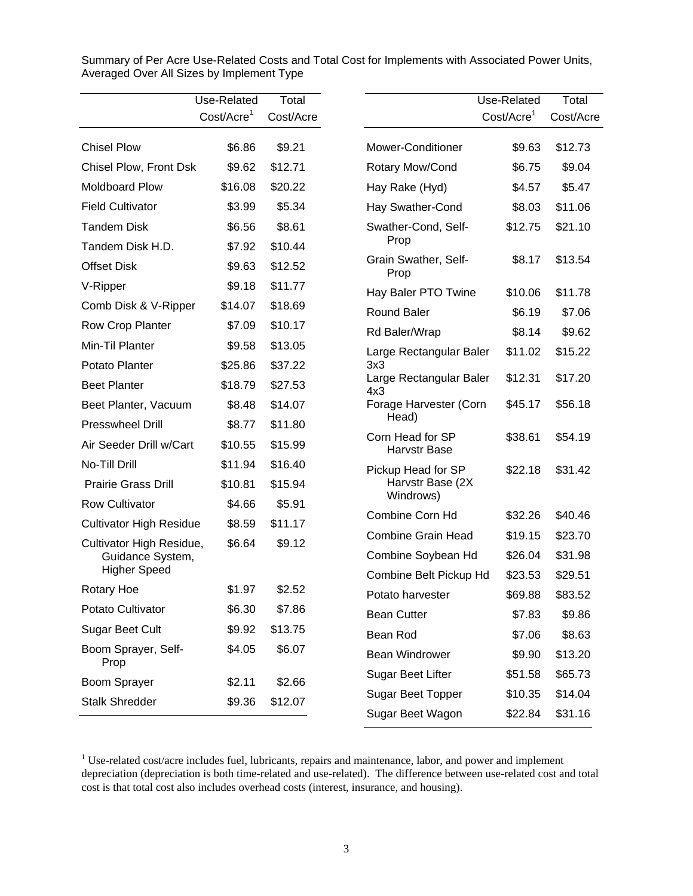Summary of Per Acre Use-Related Costs and Total Cost for Implements with Associated Power Units, Averaged Over All Sizes by Implement Type

| | Use-Related Cost/Acre[1] | Total Cost/Acre |
|---|---|---|
| Chisel Plow | $6.86 | $9.21 |
| Chisel Plow, Front Dsk | $9.62 | $12.71 |
| Moldboard Plow | $16.08 | $20.22 |
| Field Cultivator | $3.99 | $5.34 |
| Tandem Disk | $6.56 | $8.61 |
| Tandem Disk H.D. | $7.92 | $10.44 |
| Offset Disk | $9.63 | $12.52 |
| V-Ripper | $9.18 | $11.77 |
| Comb Disk & V-Ripper | $14.07 | $18.69 |
| Row Crop Planter | $7.09 | $10.17 |
| Min-Til Planter | $9.58 | $13.05 |
| Potato Planter | $25.86 | $37.22 |
| Beet Planter | $18.79 | $27.53 |
| Beet Planter, Vacuum | $8.48 | $14.07 |
| Presswheel Drill | $8.77 | $11.80 |
| Air Seeder Drill w/Cart | $10.55 | $15.99 |
| No-Till Drill | $11.94 | $16.40 |
| Prairie Grass Drill | $10.81 | $15.94 |
| Row Cultivator | $4.66 | $5.91 |
| Cultivator High Residue | $8.59 | $11.17 |
| Cultivator High Residue, Guidance System, Higher Speed | $6.64 | $9.12 |
| Rotary Hoe | $1.97 | $2.52 |
| Potato Cultivator | $6.30 | $7.86 |
| Sugar Beet Cult | $9.92 | $13.75 |
| Boom Sprayer, Self-Prop | $4.05 | $6.07 |
| Boom Sprayer | $2.11 | $2.66 |
| Stalk Shredder | $9.36 | $12.07 |

| | Use-Related Cost/Acre[1] | Total Cost/Acre |
|---|---|---|
| Mower-Conditioner | $9.63 | $12.73 |
| Rotary Mow/Cond | $6.75 | $9.04 |
| Hay Rake (Hyd) | $4.57 | $5.47 |
| Hay Swather-Cond | $8.03 | $11.06 |
| Swather-Cond, Self-Prop | $12.75 | $21.10 |
| Grain Swather, Self-Prop | $8.17 | $13.54 |
| Hay Baler PTO Twine | $10.06 | $11.78 |
| Round Baler | $6.19 | $7.06 |
| Rd Baler/Wrap | $8.14 | $9.62 |
| Large Rectangular Baler 3x3 | $11.02 | $15.22 |
| Large Rectangular Baler 4x3 | $12.31 | $17.20 |
| Forage Harvester (Corn Head) | $45.17 | $56.18 |
| Corn Head for SP Harvstr Base | $38.61 | $54.19 |
| Pickup Head for SP Harvstr Base (2X Windrows) | $22.18 | $31.42 |
| Combine Corn Hd | $32.26 | $40.46 |
| Combine Grain Head | $19.15 | $23.70 |
| Combine Soybean Hd | $26.04 | $31.98 |
| Combine Belt Pickup Hd | $23.53 | $29.51 |
| Potato harvester | $69.88 | $83.52 |
| Bean Cutter | $7.83 | $9.86 |
| Bean Rod | $7.06 | $8.63 |
| Bean Windrower | $9.90 | $13.20 |
| Sugar Beet Lifter | $51.58 | $65.73 |
| Sugar Beet Topper | $10.35 | $14.04 |
| Sugar Beet Wagon | $22.84 | $31.16 |

[1] Use-related cost/acre includes fuel, lubricants, repairs and maintenance, labor, and power and implement depreciation (depreciation is both time-related and use-related). The difference between use-related cost and total cost is that total cost also includes overhead costs (interest, insurance, and housing).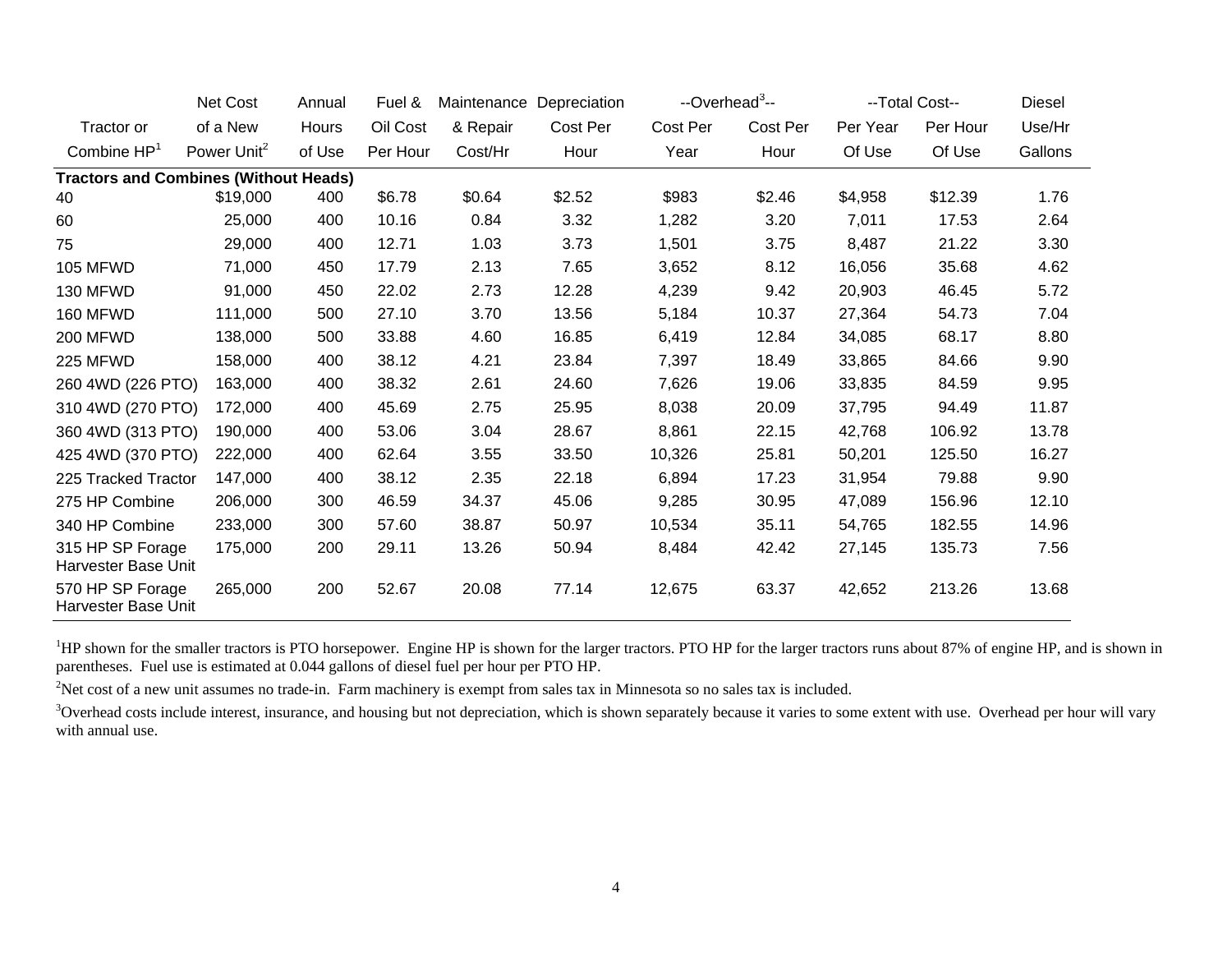| Tractor or Combine HP[1] | Net Cost of a New Power Unit[2] | Annual Hours of Use | Fuel & Oil Cost Per Hour | Maintenance & Repair Cost/Hr | Depreciation Cost Per Hour | --Overhead[3]-- Cost Per Year | Cost Per Hour | --Total Cost-- Per Year Of Use | Per Hour Of Use | Diesel Use/Hr Gallons |
|---|---|---|---|---|---|---|---|---|---|---|
| **Tractors and Combines (Without Heads)** | | | | | | | | | | |
| 40 | $19,000 | 400 | $6.78 | $0.64 | $2.52 | $983 | $2.46 | $4,958 | $12.39 | 1.76 |
| 60 | 25,000 | 400 | 10.16 | 0.84 | 3.32 | 1,282 | 3.20 | 7,011 | 17.53 | 2.64 |
| 75 | 29,000 | 400 | 12.71 | 1.03 | 3.73 | 1,501 | 3.75 | 8,487 | 21.22 | 3.30 |
| 105 MFWD | 71,000 | 450 | 17.79 | 2.13 | 7.65 | 3,652 | 8.12 | 16,056 | 35.68 | 4.62 |
| 130 MFWD | 91,000 | 450 | 22.02 | 2.73 | 12.28 | 4,239 | 9.42 | 20,903 | 46.45 | 5.72 |
| 160 MFWD | 111,000 | 500 | 27.10 | 3.70 | 13.56 | 5,184 | 10.37 | 27,364 | 54.73 | 7.04 |
| 200 MFWD | 138,000 | 500 | 33.88 | 4.60 | 16.85 | 6,419 | 12.84 | 34,085 | 68.17 | 8.80 |
| 225 MFWD | 158,000 | 400 | 38.12 | 4.21 | 23.84 | 7,397 | 18.49 | 33,865 | 84.66 | 9.90 |
| 260 4WD (226 PTO) | 163,000 | 400 | 38.32 | 2.61 | 24.60 | 7,626 | 19.06 | 33,835 | 84.59 | 9.95 |
| 310 4WD (270 PTO) | 172,000 | 400 | 45.69 | 2.75 | 25.95 | 8,038 | 20.09 | 37,795 | 94.49 | 11.87 |
| 360 4WD (313 PTO) | 190,000 | 400 | 53.06 | 3.04 | 28.67 | 8,861 | 22.15 | 42,768 | 106.92 | 13.78 |
| 425 4WD (370 PTO) | 222,000 | 400 | 62.64 | 3.55 | 33.50 | 10,326 | 25.81 | 50,201 | 125.50 | 16.27 |
| 225 Tracked Tractor | 147,000 | 400 | 38.12 | 2.35 | 22.18 | 6,894 | 17.23 | 31,954 | 79.88 | 9.90 |
| 275 HP Combine | 206,000 | 300 | 46.59 | 34.37 | 45.06 | 9,285 | 30.95 | 47,089 | 156.96 | 12.10 |
| 340 HP Combine | 233,000 | 300 | 57.60 | 38.87 | 50.97 | 10,534 | 35.11 | 54,765 | 182.55 | 14.96 |
| 315 HP SP Forage Harvester Base Unit | 175,000 | 200 | 29.11 | 13.26 | 50.94 | 8,484 | 42.42 | 27,145 | 135.73 | 7.56 |
| 570 HP SP Forage Harvester Base Unit | 265,000 | 200 | 52.67 | 20.08 | 77.14 | 12,675 | 63.37 | 42,652 | 213.26 | 13.68 |

[1]HP shown for the smaller tractors is PTO horsepower. Engine HP is shown for the larger tractors. PTO HP for the larger tractors runs about 87% of engine HP, and is shown in parentheses. Fuel use is estimated at 0.044 gallons of diesel fuel per hour per PTO HP.

[2]Net cost of a new unit assumes no trade-in. Farm machinery is exempt from sales tax in Minnesota so no sales tax is included.

[3]Overhead costs include interest, insurance, and housing but not depreciation, which is shown separately because it varies to some extent with use. Overhead per hour will vary with annual use.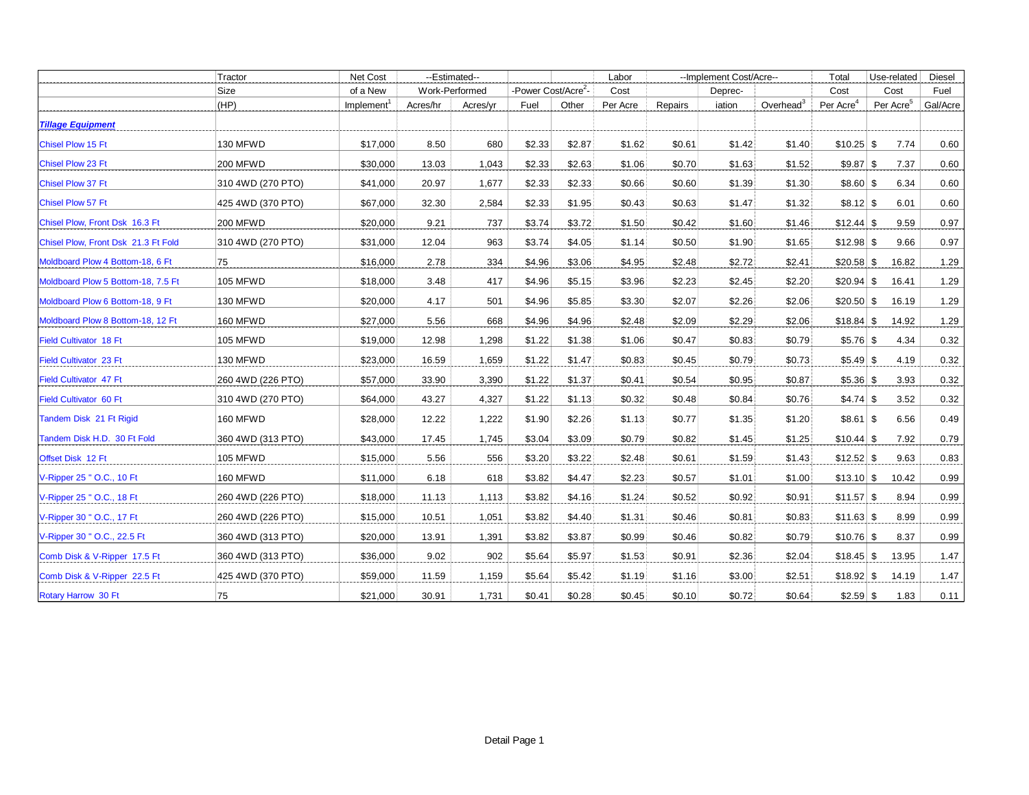| | Tractor Size (HP) | Net Cost of a New Implement[1] | --Estimated-- Work-Performed Acres/hr | Acres/yr | -Power Cost/Acre[2]- Fuel | Other | Labor Cost Per Acre | --Implement Cost/Acre-- Repairs | Deprec-iation | Overhead[3] | Total Cost Per Acre[4] | Use-related Cost Per Acre[5] | Diesel Fuel Gal/Acre |
|---|---|---|---|---|---|---|---|---|---|---|---|---|---|
| ***Tillage Equipment*** | | | | | | | | | | | | | |
| Chisel Plow 15 Ft | 130 MFWD | $17,000 | 8.50 | 680 | $2.33 | $2.87 | $1.62 | $0.61 | $1.42 | $1.40 | $10.25 | $ 7.74 | 0.60 |
| Chisel Plow 23 Ft | 200 MFWD | $30,000 | 13.03 | 1,043 | $2.33 | $2.63 | $1.06 | $0.70 | $1.63 | $1.52 | $9.87 | $ 7.37 | 0.60 |
| Chisel Plow 37 Ft | 310 4WD (270 PTO) | $41,000 | 20.97 | 1,677 | $2.33 | $2.33 | $0.66 | $0.60 | $1.39 | $1.30 | $8.60 | $ 6.34 | 0.60 |
| Chisel Plow 57 Ft | 425 4WD (370 PTO) | $67,000 | 32.30 | 2,584 | $2.33 | $1.95 | $0.43 | $0.63 | $1.47 | $1.32 | $8.12 | $ 6.01 | 0.60 |
| Chisel Plow, Front Dsk 16.3 Ft | 200 MFWD | $20,000 | 9.21 | 737 | $3.74 | $3.72 | $1.50 | $0.42 | $1.60 | $1.46 | $12.44 | $ 9.59 | 0.97 |
| Chisel Plow, Front Dsk 21.3 Ft Fold | 310 4WD (270 PTO) | $31,000 | 12.04 | 963 | $3.74 | $4.05 | $1.14 | $0.50 | $1.90 | $1.65 | $12.98 | $ 9.66 | 0.97 |
| Moldboard Plow 4 Bottom-18, 6 Ft | 75 | $16,000 | 2.78 | 334 | $4.96 | $3.06 | $4.95 | $2.48 | $2.72 | $2.41 | $20.58 | $ 16.82 | 1.29 |
| Moldboard Plow 5 Bottom-18, 7.5 Ft | 105 MFWD | $18,000 | 3.48 | 417 | $4.96 | $5.15 | $3.96 | $2.23 | $2.45 | $2.20 | $20.94 | $ 16.41 | 1.29 |
| Moldboard Plow 6 Bottom-18, 9 Ft | 130 MFWD | $20,000 | 4.17 | 501 | $4.96 | $5.85 | $3.30 | $2.07 | $2.26 | $2.06 | $20.50 | $ 16.19 | 1.29 |
| Moldboard Plow 8 Bottom-18, 12 Ft | 160 MFWD | $27,000 | 5.56 | 668 | $4.96 | $4.96 | $2.48 | $2.09 | $2.29 | $2.06 | $18.84 | $ 14.92 | 1.29 |
| Field Cultivator 18 Ft | 105 MFWD | $19,000 | 12.98 | 1,298 | $1.22 | $1.38 | $1.06 | $0.47 | $0.83 | $0.79 | $5.76 | $ 4.34 | 0.32 |
| Field Cultivator 23 Ft | 130 MFWD | $23,000 | 16.59 | 1,659 | $1.22 | $1.47 | $0.83 | $0.45 | $0.79 | $0.73 | $5.49 | $ 4.19 | 0.32 |
| Field Cultivator 47 Ft | 260 4WD (226 PTO) | $57,000 | 33.90 | 3,390 | $1.22 | $1.37 | $0.41 | $0.54 | $0.95 | $0.87 | $5.36 | $ 3.93 | 0.32 |
| Field Cultivator 60 Ft | 310 4WD (270 PTO) | $64,000 | 43.27 | 4,327 | $1.22 | $1.13 | $0.32 | $0.48 | $0.84 | $0.76 | $4.74 | $ 3.52 | 0.32 |
| Tandem Disk 21 Ft Rigid | 160 MFWD | $28,000 | 12.22 | 1,222 | $1.90 | $2.26 | $1.13 | $0.77 | $1.35 | $1.20 | $8.61 | $ 6.56 | 0.49 |
| Tandem Disk H.D. 30 Ft Fold | 360 4WD (313 PTO) | $43,000 | 17.45 | 1,745 | $3.04 | $3.09 | $0.79 | $0.82 | $1.45 | $1.25 | $10.44 | $ 7.92 | 0.79 |
| Offset Disk 12 Ft | 105 MFWD | $15,000 | 5.56 | 556 | $3.20 | $3.22 | $2.48 | $0.61 | $1.59 | $1.43 | $12.52 | $ 9.63 | 0.83 |
| V-Ripper 25 " O.C., 10 Ft | 160 MFWD | $11,000 | 6.18 | 618 | $3.82 | $4.47 | $2.23 | $0.57 | $1.01 | $1.00 | $13.10 | $ 10.42 | 0.99 |
| V-Ripper 25 " O.C., 18 Ft | 260 4WD (226 PTO) | $18,000 | 11.13 | 1,113 | $3.82 | $4.16 | $1.24 | $0.52 | $0.92 | $0.91 | $11.57 | $ 8.94 | 0.99 |
| V-Ripper 30 " O.C., 17 Ft | 260 4WD (226 PTO) | $15,000 | 10.51 | 1,051 | $3.82 | $4.40 | $1.31 | $0.46 | $0.81 | $0.83 | $11.63 | $ 8.99 | 0.99 |
| V-Ripper 30 " O.C., 22.5 Ft | 360 4WD (313 PTO) | $20,000 | 13.91 | 1,391 | $3.82 | $3.87 | $0.99 | $0.46 | $0.82 | $0.79 | $10.76 | $ 8.37 | 0.99 |
| Comb Disk & V-Ripper 17.5 Ft | 360 4WD (313 PTO) | $36,000 | 9.02 | 902 | $5.64 | $5.97 | $1.53 | $0.91 | $2.36 | $2.04 | $18.45 | $ 13.95 | 1.47 |
| Comb Disk & V-Ripper 22.5 Ft | 425 4WD (370 PTO) | $59,000 | 11.59 | 1,159 | $5.64 | $5.42 | $1.19 | $1.16 | $3.00 | $2.51 | $18.92 | $ 14.19 | 1.47 |
| Rotary Harrow 30 Ft | 75 | $21,000 | 30.91 | 1,731 | $0.41 | $0.28 | $0.45 | $0.10 | $0.72 | $0.64 | $2.59 | $ 1.83 | 0.11 |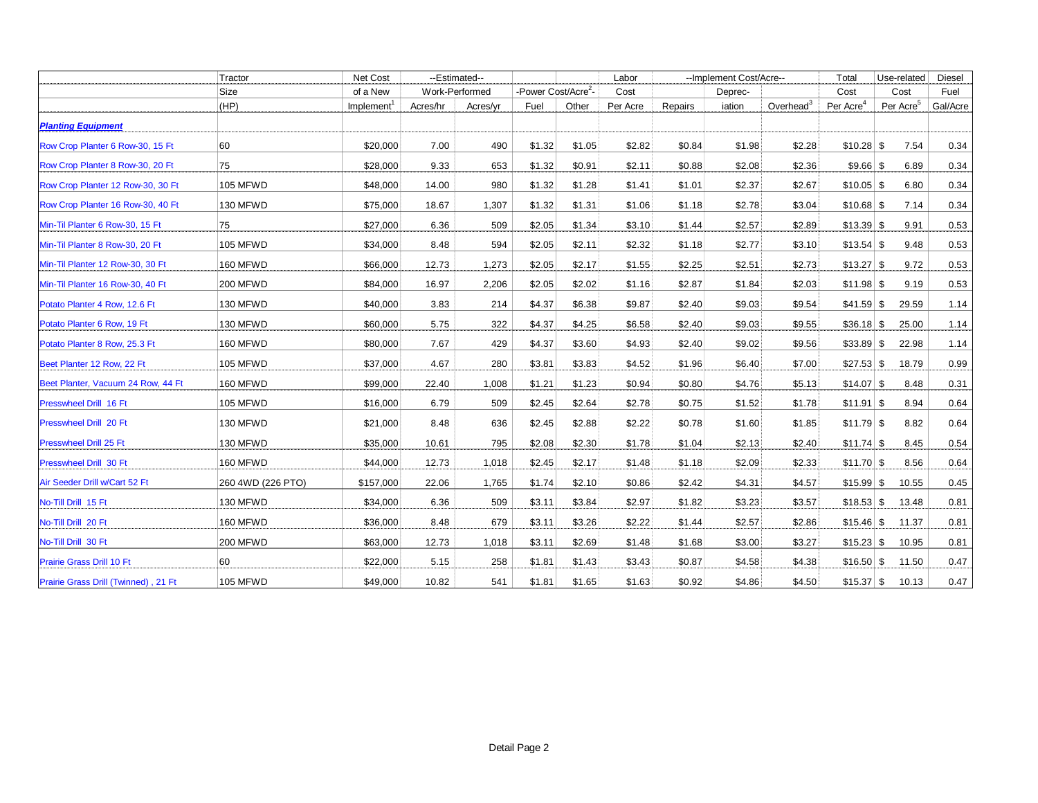| | Tractor Size (HP) | Net Cost of a New Implement[1] | --Estimated-- Work-Performed Acres/hr | Acres/yr | -Power Cost/Acre[2]- Fuel | Other | Labor Cost Per Acre | --Implement Cost/Acre-- Repairs | Depreciation | Overhead[3] | Total Cost Per Acre[4] | Use-related Cost Per Acre[5] | Diesel Fuel Gal/Acre |
|---|---|---|---|---|---|---|---|---|---|---|---|---|---|
| ***Planting Equipment*** | | | | | | | | | | | | | |
| Row Crop Planter 6 Row-30, 15 Ft | 60 | $20,000 | 7.00 | 490 | $1.32 | $1.05 | $2.82 | $0.84 | $1.98 | $2.28 | $10.28 | $ 7.54 | 0.34 |
| Row Crop Planter 8 Row-30, 20 Ft | 75 | $28,000 | 9.33 | 653 | $1.32 | $0.91 | $2.11 | $0.88 | $2.08 | $2.36 | $9.66 | $ 6.89 | 0.34 |
| Row Crop Planter 12 Row-30, 30 Ft | 105 MFWD | $48,000 | 14.00 | 980 | $1.32 | $1.28 | $1.41 | $1.01 | $2.37 | $2.67 | $10.05 | $ 6.80 | 0.34 |
| Row Crop Planter 16 Row-30, 40 Ft | 130 MFWD | $75,000 | 18.67 | 1,307 | $1.32 | $1.31 | $1.06 | $1.18 | $2.78 | $3.04 | $10.68 | $ 7.14 | 0.34 |
| Min-Til Planter 6 Row-30, 15 Ft | 75 | $27,000 | 6.36 | 509 | $2.05 | $1.34 | $3.10 | $1.44 | $2.57 | $2.89 | $13.39 | $ 9.91 | 0.53 |
| Min-Til Planter 8 Row-30, 20 Ft | 105 MFWD | $34,000 | 8.48 | 594 | $2.05 | $2.11 | $2.32 | $1.18 | $2.77 | $3.10 | $13.54 | $ 9.48 | 0.53 |
| Min-Til Planter 12 Row-30, 30 Ft | 160 MFWD | $66,000 | 12.73 | 1,273 | $2.05 | $2.17 | $1.55 | $2.25 | $2.51 | $2.73 | $13.27 | $ 9.72 | 0.53 |
| Min-Til Planter 16 Row-30, 40 Ft | 200 MFWD | $84,000 | 16.97 | 2,206 | $2.05 | $2.02 | $1.16 | $2.87 | $1.84 | $2.03 | $11.98 | $ 9.19 | 0.53 |
| Potato Planter 4 Row, 12.6 Ft | 130 MFWD | $40,000 | 3.83 | 214 | $4.37 | $6.38 | $9.87 | $2.40 | $9.03 | $9.54 | $41.59 | $ 29.59 | 1.14 |
| Potato Planter 6 Row, 19 Ft | 130 MFWD | $60,000 | 5.75 | 322 | $4.37 | $4.25 | $6.58 | $2.40 | $9.03 | $9.55 | $36.18 | $ 25.00 | 1.14 |
| Potato Planter 8 Row, 25.3 Ft | 160 MFWD | $80,000 | 7.67 | 429 | $4.37 | $3.60 | $4.93 | $2.40 | $9.02 | $9.56 | $33.89 | $ 22.98 | 1.14 |
| Beet Planter 12 Row, 22 Ft | 105 MFWD | $37,000 | 4.67 | 280 | $3.81 | $3.83 | $4.52 | $1.96 | $6.40 | $7.00 | $27.53 | $ 18.79 | 0.99 |
| Beet Planter, Vacuum 24 Row, 44 Ft | 160 MFWD | $99,000 | 22.40 | 1,008 | $1.21 | $1.23 | $0.94 | $0.80 | $4.76 | $5.13 | $14.07 | $ 8.48 | 0.31 |
| Presswheel Drill 16 Ft | 105 MFWD | $16,000 | 6.79 | 509 | $2.45 | $2.64 | $2.78 | $0.75 | $1.52 | $1.78 | $11.91 | $ 8.94 | 0.64 |
| Presswheel Drill 20 Ft | 130 MFWD | $21,000 | 8.48 | 636 | $2.45 | $2.88 | $2.22 | $0.78 | $1.60 | $1.85 | $11.79 | $ 8.82 | 0.64 |
| Presswheel Drill 25 Ft | 130 MFWD | $35,000 | 10.61 | 795 | $2.08 | $2.30 | $1.78 | $1.04 | $2.13 | $2.40 | $11.74 | $ 8.45 | 0.54 |
| Presswheel Drill 30 Ft | 160 MFWD | $44,000 | 12.73 | 1,018 | $2.45 | $2.17 | $1.48 | $1.18 | $2.09 | $2.33 | $11.70 | $ 8.56 | 0.64 |
| Air Seeder Drill w/Cart 52 Ft | 260 4WD (226 PTO) | $157,000 | 22.06 | 1,765 | $1.74 | $2.10 | $0.86 | $2.42 | $4.31 | $4.57 | $15.99 | $ 10.55 | 0.45 |
| No-Till Drill 15 Ft | 130 MFWD | $34,000 | 6.36 | 509 | $3.11 | $3.84 | $2.97 | $1.82 | $3.23 | $3.57 | $18.53 | $ 13.48 | 0.81 |
| No-Till Drill 20 Ft | 160 MFWD | $36,000 | 8.48 | 679 | $3.11 | $3.26 | $2.22 | $1.44 | $2.57 | $2.86 | $15.46 | $ 11.37 | 0.81 |
| No-Till Drill 30 Ft | 200 MFWD | $63,000 | 12.73 | 1,018 | $3.11 | $2.69 | $1.48 | $1.68 | $3.00 | $3.27 | $15.23 | $ 10.95 | 0.81 |
| Prairie Grass Drill 10 Ft | 60 | $22,000 | 5.15 | 258 | $1.81 | $1.43 | $3.43 | $0.87 | $4.58 | $4.38 | $16.50 | $ 11.50 | 0.47 |
| Prairie Grass Drill (Twinned) , 21 Ft | 105 MFWD | $49,000 | 10.82 | 541 | $1.81 | $1.65 | $1.63 | $0.92 | $4.86 | $4.50 | $15.37 | $ 10.13 | 0.47 |

Detail Page 2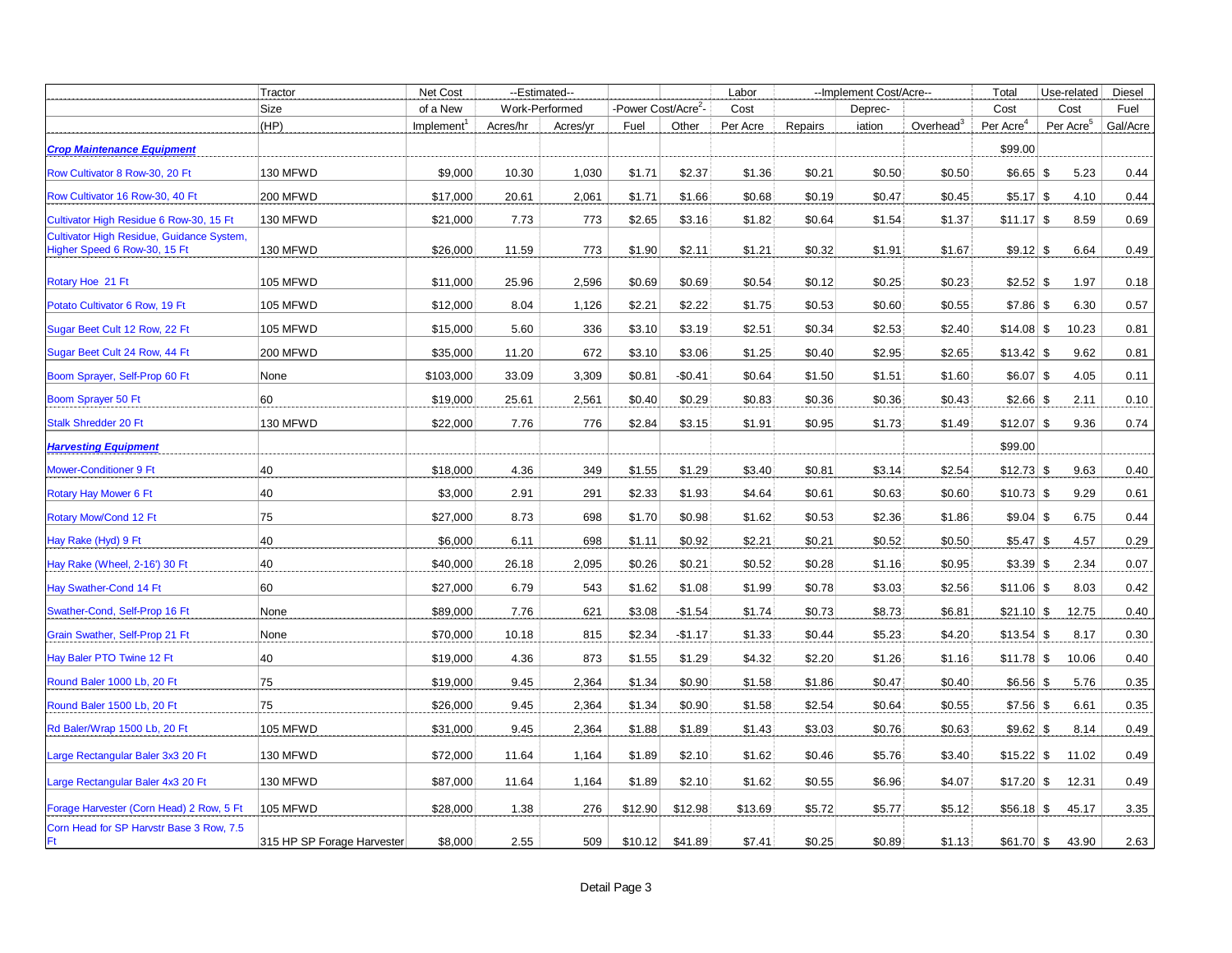| | Tractor Size (HP) | Net Cost of a New Implement[1] | --Estimated-- Work-Performed Acres/hr | Acres/yr | -Power Cost/Acre[2]- Fuel | Other | Labor Cost Per Acre | --Implement Cost/Acre-- Repairs | Depreciation | Overhead[3] | Total Cost Per Acre[4] | Use-related Cost Per Acre[5] | Diesel Fuel Gal/Acre |
|---|---|---|---|---|---|---|---|---|---|---|---|---|---|
| ***Crop Maintenance Equipment*** | | | | | | | | | | | $99.00 | | |
| Row Cultivator 8 Row-30, 20 Ft | 130 MFWD | $9,000 | 10.30 | 1,030 | $1.71 | $2.37 | $1.36 | $0.21 | $0.50 | $0.50 | $6.65 | $ 5.23 | 0.44 |
| Row Cultivator 16 Row-30, 40 Ft | 200 MFWD | $17,000 | 20.61 | 2,061 | $1.71 | $1.66 | $0.68 | $0.19 | $0.47 | $0.45 | $5.17 | $ 4.10 | 0.44 |
| Cultivator High Residue 6 Row-30, 15 Ft | 130 MFWD | $21,000 | 7.73 | 773 | $2.65 | $3.16 | $1.82 | $0.64 | $1.54 | $1.37 | $11.17 | $ 8.59 | 0.69 |
| Cultivator High Residue, Guidance System, Higher Speed 6 Row-30, 15 Ft | 130 MFWD | $26,000 | 11.59 | 773 | $1.90 | $2.11 | $1.21 | $0.32 | $1.91 | $1.67 | $9.12 | $ 6.64 | 0.49 |
| Rotary Hoe 21 Ft | 105 MFWD | $11,000 | 25.96 | 2,596 | $0.69 | $0.69 | $0.54 | $0.12 | $0.25 | $0.23 | $2.52 | $ 1.97 | 0.18 |
| Potato Cultivator 6 Row, 19 Ft | 105 MFWD | $12,000 | 8.04 | 1,126 | $2.21 | $2.22 | $1.75 | $0.53 | $0.60 | $0.55 | $7.86 | $ 6.30 | 0.57 |
| Sugar Beet Cult 12 Row, 22 Ft | 105 MFWD | $15,000 | 5.60 | 336 | $3.10 | $3.19 | $2.51 | $0.34 | $2.53 | $2.40 | $14.08 | $ 10.23 | 0.81 |
| Sugar Beet Cult 24 Row, 44 Ft | 200 MFWD | $35,000 | 11.20 | 672 | $3.10 | $3.06 | $1.25 | $0.40 | $2.95 | $2.65 | $13.42 | $ 9.62 | 0.81 |
| Boom Sprayer, Self-Prop 60 Ft | None | $103,000 | 33.09 | 3,309 | $0.81 | -$0.41 | $0.64 | $1.50 | $1.51 | $1.60 | $6.07 | $ 4.05 | 0.11 |
| Boom Sprayer 50 Ft | 60 | $19,000 | 25.61 | 2,561 | $0.40 | $0.29 | $0.83 | $0.36 | $0.36 | $0.43 | $2.66 | $ 2.11 | 0.10 |
| Stalk Shredder 20 Ft | 130 MFWD | $22,000 | 7.76 | 776 | $2.84 | $3.15 | $1.91 | $0.95 | $1.73 | $1.49 | $12.07 | $ 9.36 | 0.74 |
| ***Harvesting Equipment*** | | | | | | | | | | | $99.00 | | |
| Mower-Conditioner 9 Ft | 40 | $18,000 | 4.36 | 349 | $1.55 | $1.29 | $3.40 | $0.81 | $3.14 | $2.54 | $12.73 | $ 9.63 | 0.40 |
| Rotary Hay Mower 6 Ft | 40 | $3,000 | 2.91 | 291 | $2.33 | $1.93 | $4.64 | $0.61 | $0.63 | $0.60 | $10.73 | $ 9.29 | 0.61 |
| Rotary Mow/Cond 12 Ft | 75 | $27,000 | 8.73 | 698 | $1.70 | $0.98 | $1.62 | $0.53 | $2.36 | $1.86 | $9.04 | $ 6.75 | 0.44 |
| Hay Rake (Hyd) 9 Ft | 40 | $6,000 | 6.11 | 698 | $1.11 | $0.92 | $2.21 | $0.21 | $0.52 | $0.50 | $5.47 | $ 4.57 | 0.29 |
| Hay Rake (Wheel, 2-16') 30 Ft | 40 | $40,000 | 26.18 | 2,095 | $0.26 | $0.21 | $0.52 | $0.28 | $1.16 | $0.95 | $3.39 | $ 2.34 | 0.07 |
| Hay Swather-Cond 14 Ft | 60 | $27,000 | 6.79 | 543 | $1.62 | $1.08 | $1.99 | $0.78 | $3.03 | $2.56 | $11.06 | $ 8.03 | 0.42 |
| Swather-Cond, Self-Prop 16 Ft | None | $89,000 | 7.76 | 621 | $3.08 | -$1.54 | $1.74 | $0.73 | $8.73 | $6.81 | $21.10 | $ 12.75 | 0.40 |
| Grain Swather, Self-Prop 21 Ft | None | $70,000 | 10.18 | 815 | $2.34 | -$1.17 | $1.33 | $0.44 | $5.23 | $4.20 | $13.54 | $ 8.17 | 0.30 |
| Hay Baler PTO Twine 12 Ft | 40 | $19,000 | 4.36 | 873 | $1.55 | $1.29 | $4.32 | $2.20 | $1.26 | $1.16 | $11.78 | $ 10.06 | 0.40 |
| Round Baler 1000 Lb, 20 Ft | 75 | $19,000 | 9.45 | 2,364 | $1.34 | $0.90 | $1.58 | $1.86 | $0.47 | $0.40 | $6.56 | $ 5.76 | 0.35 |
| Round Baler 1500 Lb, 20 Ft | 75 | $26,000 | 9.45 | 2,364 | $1.34 | $0.90 | $1.58 | $2.54 | $0.64 | $0.55 | $7.56 | $ 6.61 | 0.35 |
| Rd Baler/Wrap 1500 Lb, 20 Ft | 105 MFWD | $31,000 | 9.45 | 2,364 | $1.88 | $1.89 | $1.43 | $3.03 | $0.76 | $0.63 | $9.62 | $ 8.14 | 0.49 |
| Large Rectangular Baler 3x3 20 Ft | 130 MFWD | $72,000 | 11.64 | 1,164 | $1.89 | $2.10 | $1.62 | $0.46 | $5.76 | $3.40 | $15.22 | $ 11.02 | 0.49 |
| Large Rectangular Baler 4x3 20 Ft | 130 MFWD | $87,000 | 11.64 | 1,164 | $1.89 | $2.10 | $1.62 | $0.55 | $6.96 | $4.07 | $17.20 | $ 12.31 | 0.49 |
| Forage Harvester (Corn Head) 2 Row, 5 Ft | 105 MFWD | $28,000 | 1.38 | 276 | $12.90 | $12.98 | $13.69 | $5.72 | $5.77 | $5.12 | $56.18 | $ 45.17 | 3.35 |
| Corn Head for SP Harvstr Base 3 Row, 7.5 Ft | 315 HP SP Forage Harvester | $8,000 | 2.55 | 509 | $10.12 | $41.89 | $7.41 | $0.25 | $0.89 | $1.13 | $61.70 | $ 43.90 | 2.63 |

Detail Page 3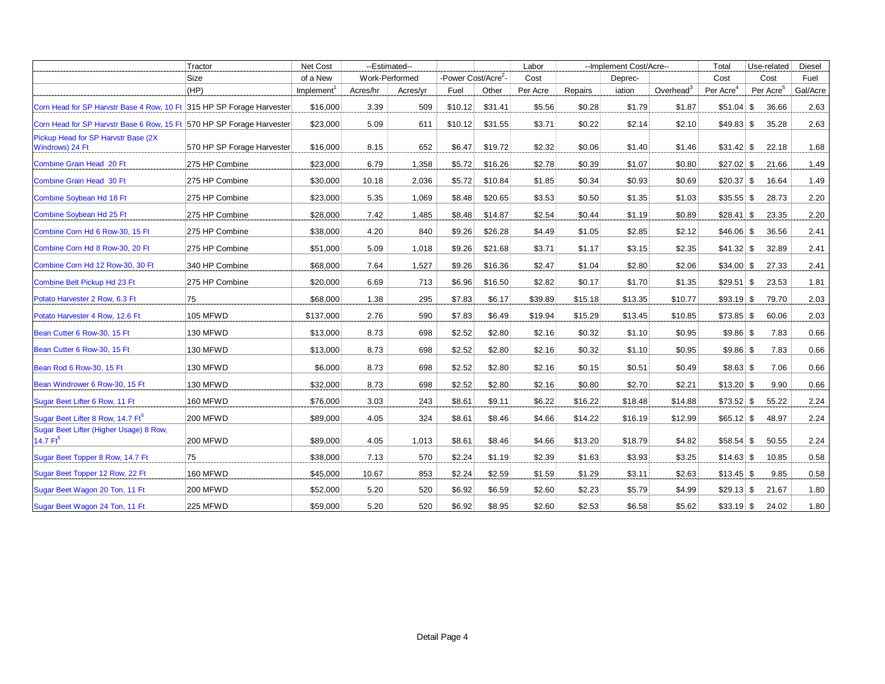| | Tractor | Net Cost | --Estimated-- | | | | Labor | --Implement Cost/Acre-- | | | Total | Use-related | Diesel |
|---|---|---|---|---|---|---|---|---|---|---|---|---|---|
| | Size | of a New | Work-Performed | | -Power Cost/Acre[2]- | | Cost | | Deprec- | | Cost | Cost | Fuel |
| | (HP) | Implement[1] | Acres/hr | Acres/yr | Fuel | Other | Per Acre | Repairs | iation | Overhead[3] | Per Acre[4] | Per Acre[5] | Gal/Acre |
| Corn Head for SP Harvstr Base 4 Row, 10 Ft | 315 HP SP Forage Harvester | $16,000 | 3.39 | 509 | $10.12 | $31.41 | $5.56 | $0.28 | $1.79 | $1.87 | $51.04 | $ 36.66 | 2.63 |
| Corn Head for SP Harvstr Base 6 Row, 15 Ft | 570 HP SP Forage Harvester | $23,000 | 5.09 | 611 | $10.12 | $31.55 | $3.71 | $0.22 | $2.14 | $2.10 | $49.83 | $ 35.28 | 2.63 |
| Pickup Head for SP Harvstr Base (2X Windrows) 24 Ft | 570 HP SP Forage Harvester | $16,000 | 8.15 | 652 | $6.47 | $19.72 | $2.32 | $0.06 | $1.40 | $1.46 | $31.42 | $ 22.18 | 1.68 |
| Combine Grain Head 20 Ft | 275 HP Combine | $23,000 | 6.79 | 1,358 | $5.72 | $16.26 | $2.78 | $0.39 | $1.07 | $0.80 | $27.02 | $ 21.66 | 1.49 |
| Combine Grain Head 30 Ft | 275 HP Combine | $30,000 | 10.18 | 2,036 | $5.72 | $10.84 | $1.85 | $0.34 | $0.93 | $0.69 | $20.37 | $ 16.64 | 1.49 |
| Combine Soybean Hd 18 Ft | 275 HP Combine | $23,000 | 5.35 | 1,069 | $8.48 | $20.65 | $3.53 | $0.50 | $1.35 | $1.03 | $35.55 | $ 28.73 | 2.20 |
| Combine Soybean Hd 25 Ft | 275 HP Combine | $28,000 | 7.42 | 1,485 | $8.48 | $14.87 | $2.54 | $0.44 | $1.19 | $0.89 | $28.41 | $ 23.35 | 2.20 |
| Combine Corn Hd 6 Row-30, 15 Ft | 275 HP Combine | $38,000 | 4.20 | 840 | $9.26 | $26.28 | $4.49 | $1.05 | $2.85 | $2.12 | $46.06 | $ 36.56 | 2.41 |
| Combine Corn Hd 8 Row-30, 20 Ft | 275 HP Combine | $51,000 | 5.09 | 1,018 | $9.26 | $21.68 | $3.71 | $1.17 | $3.15 | $2.35 | $41.32 | $ 32.89 | 2.41 |
| Combine Corn Hd 12 Row-30, 30 Ft | 340 HP Combine | $68,000 | 7.64 | 1,527 | $9.26 | $16.36 | $2.47 | $1.04 | $2.80 | $2.06 | $34.00 | $ 27.33 | 2.41 |
| Combine Belt Pickup Hd 23 Ft | 275 HP Combine | $20,000 | 6.69 | 713 | $6.96 | $16.50 | $2.82 | $0.17 | $1.70 | $1.35 | $29.51 | $ 23.53 | 1.81 |
| Potato Harvester 2 Row, 6.3 Ft | 75 | $68,000 | 1.38 | 295 | $7.83 | $6.17 | $39.89 | $15.18 | $13.35 | $10.77 | $93.19 | $ 79.70 | 2.03 |
| Potato Harvester 4 Row, 12.6 Ft | 105 MFWD | $137,000 | 2.76 | 590 | $7.83 | $6.49 | $19.94 | $15.29 | $13.45 | $10.85 | $73.85 | $ 60.06 | 2.03 |
| Bean Cutter 6 Row-30, 15 Ft | 130 MFWD | $13,000 | 8.73 | 698 | $2.52 | $2.80 | $2.16 | $0.32 | $1.10 | $0.95 | $9.86 | $ 7.83 | 0.66 |
| Bean Cutter 6 Row-30, 15 Ft | 130 MFWD | $13,000 | 8.73 | 698 | $2.52 | $2.80 | $2.16 | $0.32 | $1.10 | $0.95 | $9.86 | $ 7.83 | 0.66 |
| Bean Rod 6 Row-30, 15 Ft | 130 MFWD | $6,000 | 8.73 | 698 | $2.52 | $2.80 | $2.16 | $0.15 | $0.51 | $0.49 | $8.63 | $ 7.06 | 0.66 |
| Bean Windrower 6 Row-30, 15 Ft | 130 MFWD | $32,000 | 8.73 | 698 | $2.52 | $2.80 | $2.16 | $0.80 | $2.70 | $2.21 | $13.20 | $ 9.90 | 0.66 |
| Sugar Beet Lifter 6 Row, 11 Ft | 160 MFWD | $76,000 | 3.03 | 243 | $8.61 | $9.11 | $6.22 | $16.22 | $18.48 | $14.88 | $73.52 | $ 55.22 | 2.24 |
| Sugar Beet Lifter 8 Row, 14.7 Ft[6] | 200 MFWD | $89,000 | 4.05 | 324 | $8.61 | $8.46 | $4.66 | $14.22 | $16.19 | $12.99 | $65.12 | $ 48.97 | 2.24 |
| Sugar Beet Lifter (Higher Usage) 8 Row, 14.7 Ft[6] | 200 MFWD | $89,000 | 4.05 | 1,013 | $8.61 | $8.46 | $4.66 | $13.20 | $18.79 | $4.82 | $58.54 | $ 50.55 | 2.24 |
| Sugar Beet Topper 8 Row, 14.7 Ft | 75 | $38,000 | 7.13 | 570 | $2.24 | $1.19 | $2.39 | $1.63 | $3.93 | $3.25 | $14.63 | $ 10.85 | 0.58 |
| Sugar Beet Topper 12 Row, 22 Ft | 160 MFWD | $45,000 | 10.67 | 853 | $2.24 | $2.59 | $1.59 | $1.29 | $3.11 | $2.63 | $13.45 | $ 9.85 | 0.58 |
| Sugar Beet Wagon 20 Ton, 11 Ft | 200 MFWD | $52,000 | 5.20 | 520 | $6.92 | $6.59 | $2.60 | $2.23 | $5.79 | $4.99 | $29.13 | $ 21.67 | 1.80 |
| Sugar Beet Wagon 24 Ton, 11 Ft | 225 MFWD | $59,000 | 5.20 | 520 | $6.92 | $8.95 | $2.60 | $2.53 | $6.58 | $5.62 | $33.19 | $ 24.02 | 1.80 |

Detail Page 4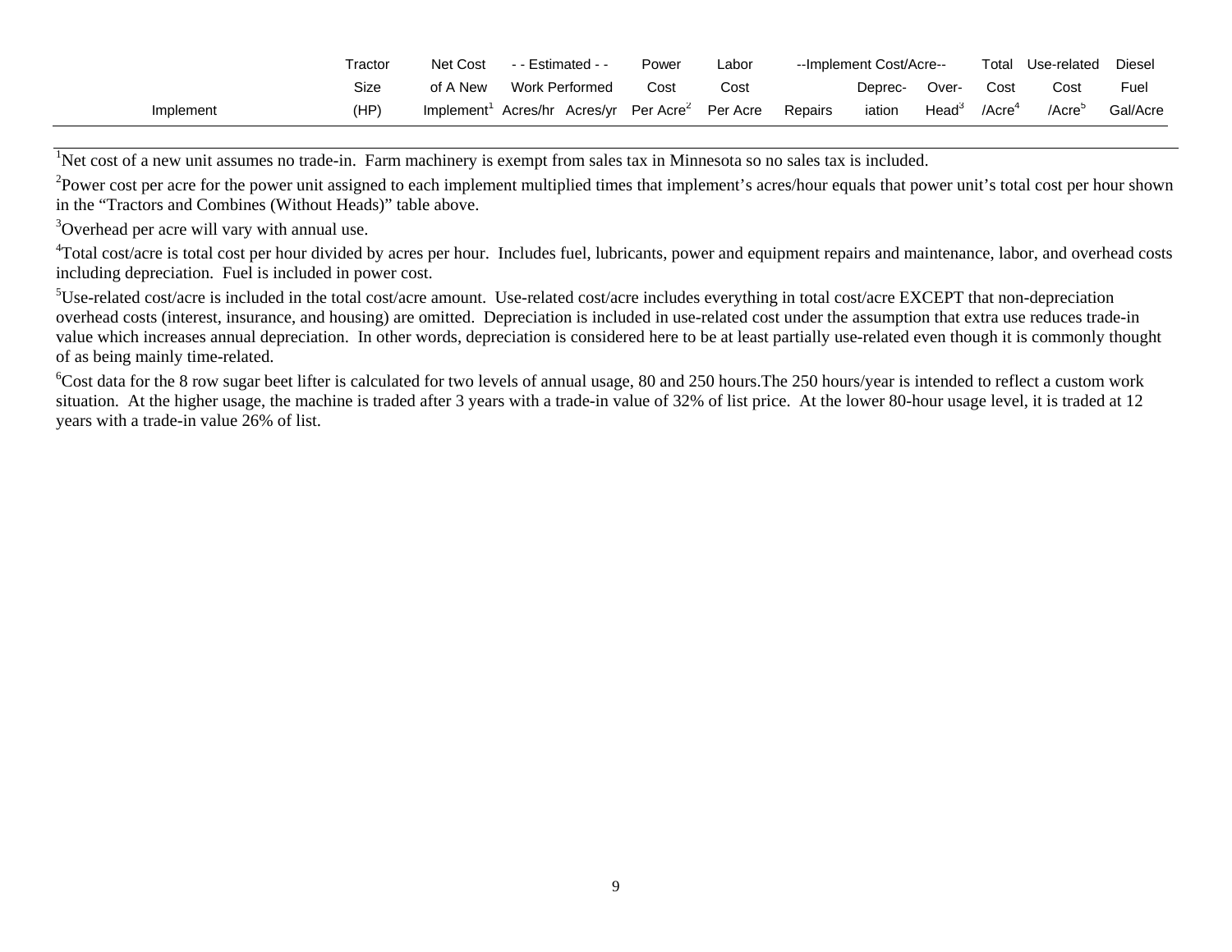| Implement | Tractor Size (HP) | Net Cost of A New Implement[1] | - - Estimated - - Work Performed Acres/hr | Acres/yr | Power Cost Per Acre[2] | Labor Cost Per Acre | --Implement Cost/Acre-- Repairs | Deprec-iation | Over-Head[3] | Total Cost /Acre[4] | Use-related Cost /Acre[5] | Diesel Fuel Gal/Acre |
|---|---|---|---|---|---|---|---|---|---|---|---|---|

[1]Net cost of a new unit assumes no trade-in. Farm machinery is exempt from sales tax in Minnesota so no sales tax is included.

[2]Power cost per acre for the power unit assigned to each implement multiplied times that implement's acres/hour equals that power unit's total cost per hour shown in the "Tractors and Combines (Without Heads)" table above.

[3]Overhead per acre will vary with annual use.

[4]Total cost/acre is total cost per hour divided by acres per hour. Includes fuel, lubricants, power and equipment repairs and maintenance, labor, and overhead costs including depreciation. Fuel is included in power cost.

[5]Use-related cost/acre is included in the total cost/acre amount. Use-related cost/acre includes everything in total cost/acre EXCEPT that non-depreciation overhead costs (interest, insurance, and housing) are omitted. Depreciation is included in use-related cost under the assumption that extra use reduces trade-in value which increases annual depreciation. In other words, depreciation is considered here to be at least partially use-related even though it is commonly thought of as being mainly time-related.

[6]Cost data for the 8 row sugar beet lifter is calculated for two levels of annual usage, 80 and 250 hours.The 250 hours/year is intended to reflect a custom work situation. At the higher usage, the machine is traded after 3 years with a trade-in value of 32% of list price. At the lower 80-hour usage level, it is traded at 12 years with a trade-in value 26% of list.